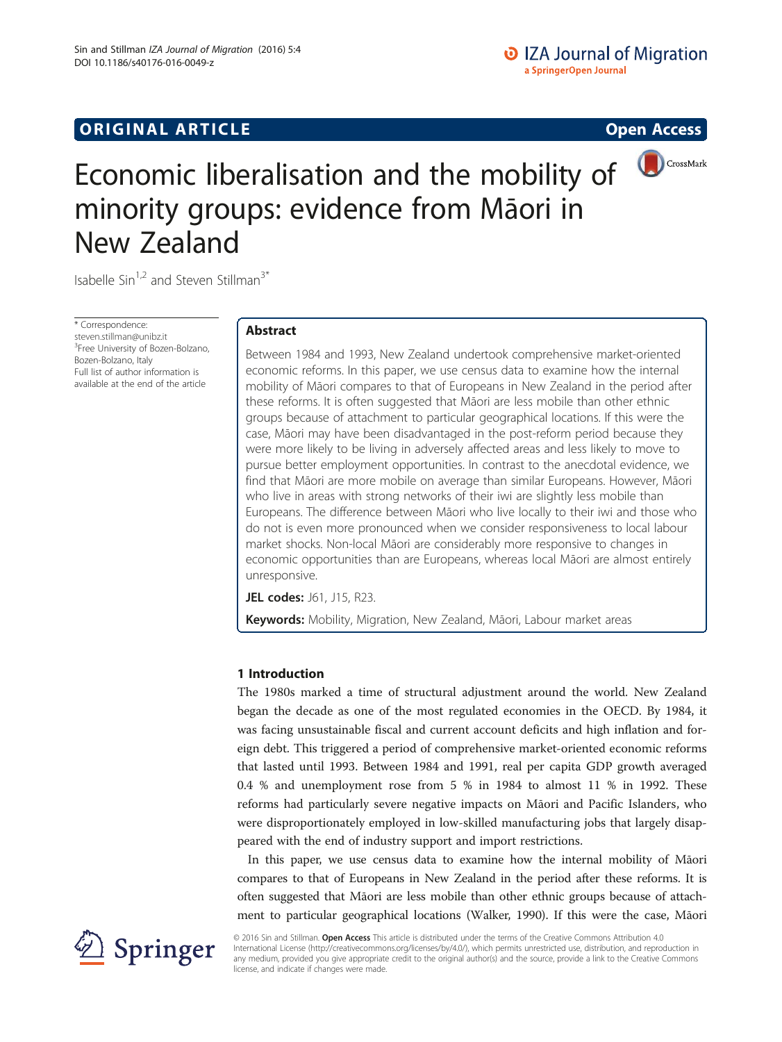ORIGINAL ARTICLE

Open Access

# Economic liberalisation and the mobility of minority groups: evidence from Māori in New Zealand

Isabelle Sin[1,2] and Steven Stillman[3*]

\* Correspondence: steven.stillman@unibz.it
[3]Free University of Bozen-Bolzano, Bozen-Bolzano, Italy
Full list of author information is available at the end of the article

## Abstract

Between 1984 and 1993, New Zealand undertook comprehensive market-oriented economic reforms. In this paper, we use census data to examine how the internal mobility of Māori compares to that of Europeans in New Zealand in the period after these reforms. It is often suggested that Māori are less mobile than other ethnic groups because of attachment to particular geographical locations. If this were the case, Māori may have been disadvantaged in the post-reform period because they were more likely to be living in adversely affected areas and less likely to move to pursue better employment opportunities. In contrast to the anecdotal evidence, we find that Māori are more mobile on average than similar Europeans. However, Māori who live in areas with strong networks of their iwi are slightly less mobile than Europeans. The difference between Māori who live locally to their iwi and those who do not is even more pronounced when we consider responsiveness to local labour market shocks. Non-local Māori are considerably more responsive to changes in economic opportunities than are Europeans, whereas local Māori are almost entirely unresponsive.

**JEL codes:** J61, J15, R23.

**Keywords:** Mobility, Migration, New Zealand, Māori, Labour market areas

## 1 Introduction

The 1980s marked a time of structural adjustment around the world. New Zealand began the decade as one of the most regulated economies in the OECD. By 1984, it was facing unsustainable fiscal and current account deficits and high inflation and foreign debt. This triggered a period of comprehensive market-oriented economic reforms that lasted until 1993. Between 1984 and 1991, real per capita GDP growth averaged 0.4 % and unemployment rose from 5 % in 1984 to almost 11 % in 1992. These reforms had particularly severe negative impacts on Māori and Pacific Islanders, who were disproportionately employed in low-skilled manufacturing jobs that largely disappeared with the end of industry support and import restrictions.

In this paper, we use census data to examine how the internal mobility of Māori compares to that of Europeans in New Zealand in the period after these reforms. It is often suggested that Māori are less mobile than other ethnic groups because of attachment to particular geographical locations (Walker, 1990). If this were the case, Māori

© 2016 Sin and Stillman. **Open Access** This article is distributed under the terms of the Creative Commons Attribution 4.0 International License (http://creativecommons.org/licenses/by/4.0/), which permits unrestricted use, distribution, and reproduction in any medium, provided you give appropriate credit to the original author(s) and the source, provide a link to the Creative Commons license, and indicate if changes were made.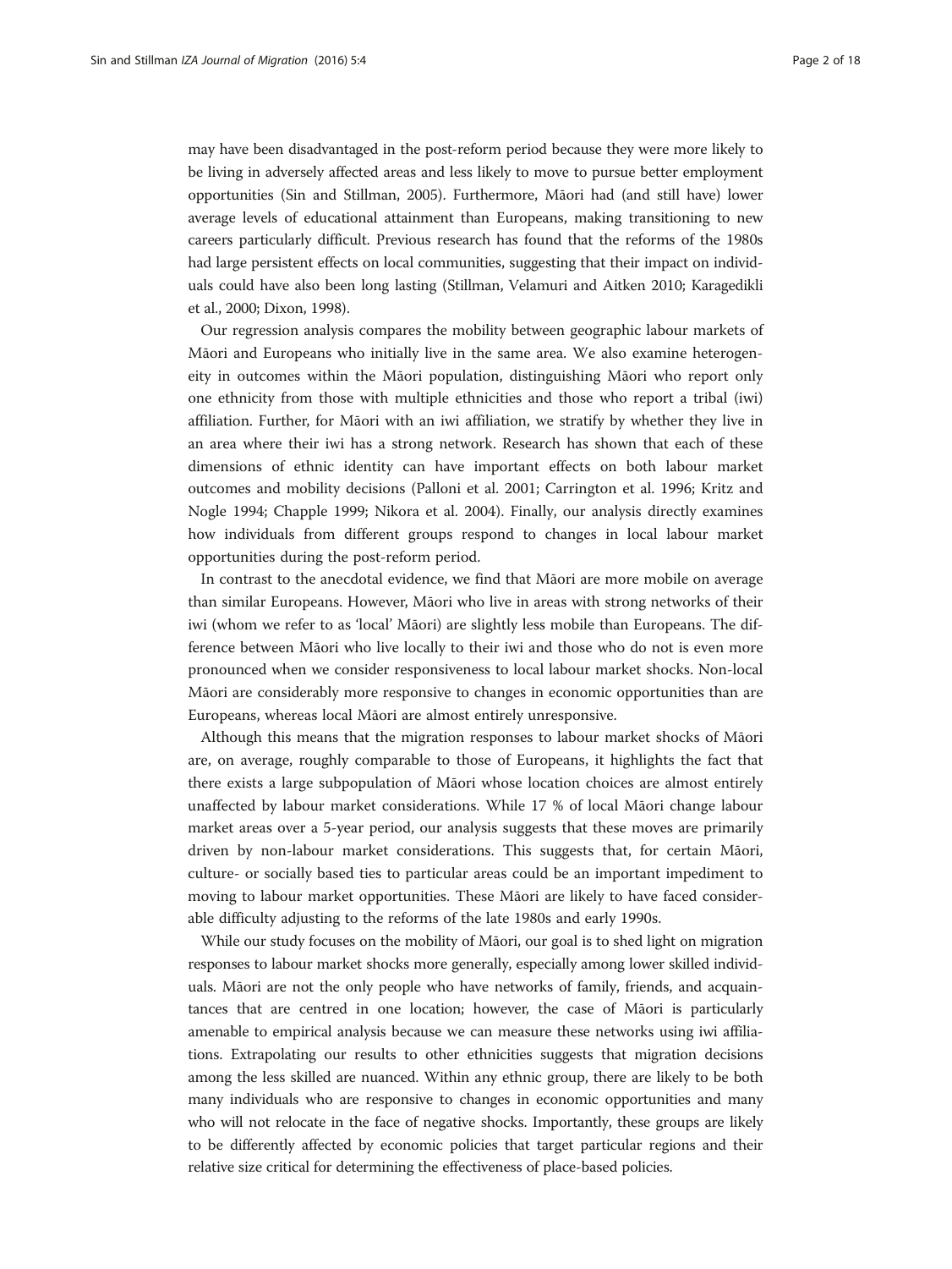may have been disadvantaged in the post-reform period because they were more likely to be living in adversely affected areas and less likely to move to pursue better employment opportunities (Sin and Stillman, 2005). Furthermore, Māori had (and still have) lower average levels of educational attainment than Europeans, making transitioning to new careers particularly difficult. Previous research has found that the reforms of the 1980s had large persistent effects on local communities, suggesting that their impact on individuals could have also been long lasting (Stillman, Velamuri and Aitken 2010; Karagedikli et al., 2000; Dixon, 1998).

Our regression analysis compares the mobility between geographic labour markets of Māori and Europeans who initially live in the same area. We also examine heterogeneity in outcomes within the Māori population, distinguishing Māori who report only one ethnicity from those with multiple ethnicities and those who report a tribal (iwi) affiliation. Further, for Māori with an iwi affiliation, we stratify by whether they live in an area where their iwi has a strong network. Research has shown that each of these dimensions of ethnic identity can have important effects on both labour market outcomes and mobility decisions (Palloni et al. 2001; Carrington et al. 1996; Kritz and Nogle 1994; Chapple 1999; Nikora et al. 2004). Finally, our analysis directly examines how individuals from different groups respond to changes in local labour market opportunities during the post-reform period.

In contrast to the anecdotal evidence, we find that Māori are more mobile on average than similar Europeans. However, Māori who live in areas with strong networks of their iwi (whom we refer to as 'local' Māori) are slightly less mobile than Europeans. The difference between Māori who live locally to their iwi and those who do not is even more pronounced when we consider responsiveness to local labour market shocks. Non-local Māori are considerably more responsive to changes in economic opportunities than are Europeans, whereas local Māori are almost entirely unresponsive.

Although this means that the migration responses to labour market shocks of Māori are, on average, roughly comparable to those of Europeans, it highlights the fact that there exists a large subpopulation of Māori whose location choices are almost entirely unaffected by labour market considerations. While 17 % of local Māori change labour market areas over a 5-year period, our analysis suggests that these moves are primarily driven by non-labour market considerations. This suggests that, for certain Māori, culture- or socially based ties to particular areas could be an important impediment to moving to labour market opportunities. These Māori are likely to have faced considerable difficulty adjusting to the reforms of the late 1980s and early 1990s.

While our study focuses on the mobility of Māori, our goal is to shed light on migration responses to labour market shocks more generally, especially among lower skilled individuals. Māori are not the only people who have networks of family, friends, and acquaintances that are centred in one location; however, the case of Māori is particularly amenable to empirical analysis because we can measure these networks using iwi affiliations. Extrapolating our results to other ethnicities suggests that migration decisions among the less skilled are nuanced. Within any ethnic group, there are likely to be both many individuals who are responsive to changes in economic opportunities and many who will not relocate in the face of negative shocks. Importantly, these groups are likely to be differently affected by economic policies that target particular regions and their relative size critical for determining the effectiveness of place-based policies.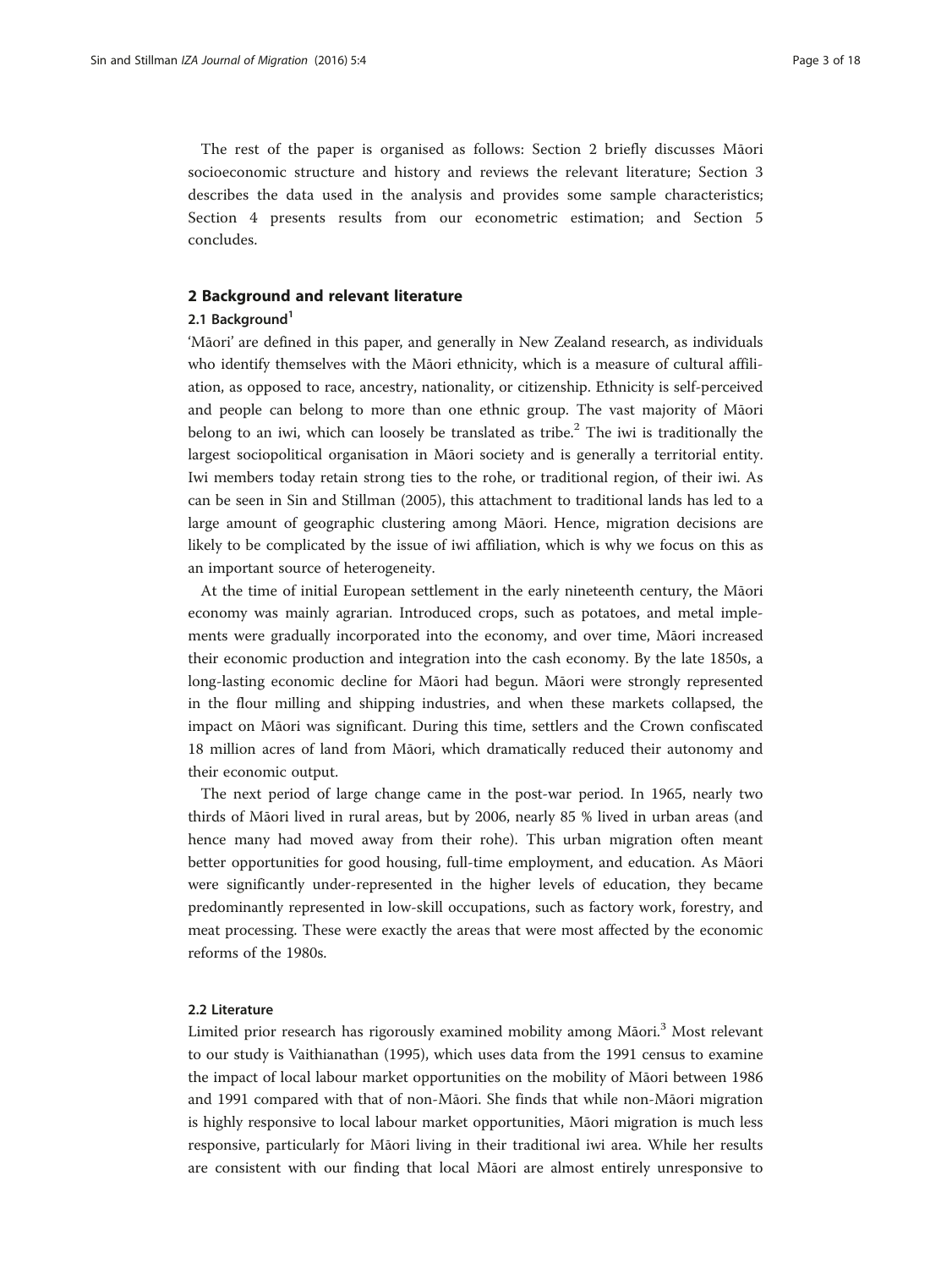The rest of the paper is organised as follows: Section 2 briefly discusses Māori socioeconomic structure and history and reviews the relevant literature; Section 3 describes the data used in the analysis and provides some sample characteristics; Section 4 presents results from our econometric estimation; and Section 5 concludes.

## 2 Background and relevant literature

### 2.1 Background[1]

'Māori' are defined in this paper, and generally in New Zealand research, as individuals who identify themselves with the Māori ethnicity, which is a measure of cultural affiliation, as opposed to race, ancestry, nationality, or citizenship. Ethnicity is self-perceived and people can belong to more than one ethnic group. The vast majority of Māori belong to an iwi, which can loosely be translated as tribe.[2] The iwi is traditionally the largest sociopolitical organisation in Māori society and is generally a territorial entity. Iwi members today retain strong ties to the rohe, or traditional region, of their iwi. As can be seen in Sin and Stillman (2005), this attachment to traditional lands has led to a large amount of geographic clustering among Māori. Hence, migration decisions are likely to be complicated by the issue of iwi affiliation, which is why we focus on this as an important source of heterogeneity.

At the time of initial European settlement in the early nineteenth century, the Māori economy was mainly agrarian. Introduced crops, such as potatoes, and metal implements were gradually incorporated into the economy, and over time, Māori increased their economic production and integration into the cash economy. By the late 1850s, a long-lasting economic decline for Māori had begun. Māori were strongly represented in the flour milling and shipping industries, and when these markets collapsed, the impact on Māori was significant. During this time, settlers and the Crown confiscated 18 million acres of land from Māori, which dramatically reduced their autonomy and their economic output.

The next period of large change came in the post-war period. In 1965, nearly two thirds of Māori lived in rural areas, but by 2006, nearly 85 % lived in urban areas (and hence many had moved away from their rohe). This urban migration often meant better opportunities for good housing, full-time employment, and education. As Māori were significantly under-represented in the higher levels of education, they became predominantly represented in low-skill occupations, such as factory work, forestry, and meat processing. These were exactly the areas that were most affected by the economic reforms of the 1980s.

### 2.2 Literature

Limited prior research has rigorously examined mobility among Māori.[3] Most relevant to our study is Vaithianathan (1995), which uses data from the 1991 census to examine the impact of local labour market opportunities on the mobility of Māori between 1986 and 1991 compared with that of non-Māori. She finds that while non-Māori migration is highly responsive to local labour market opportunities, Māori migration is much less responsive, particularly for Māori living in their traditional iwi area. While her results are consistent with our finding that local Māori are almost entirely unresponsive to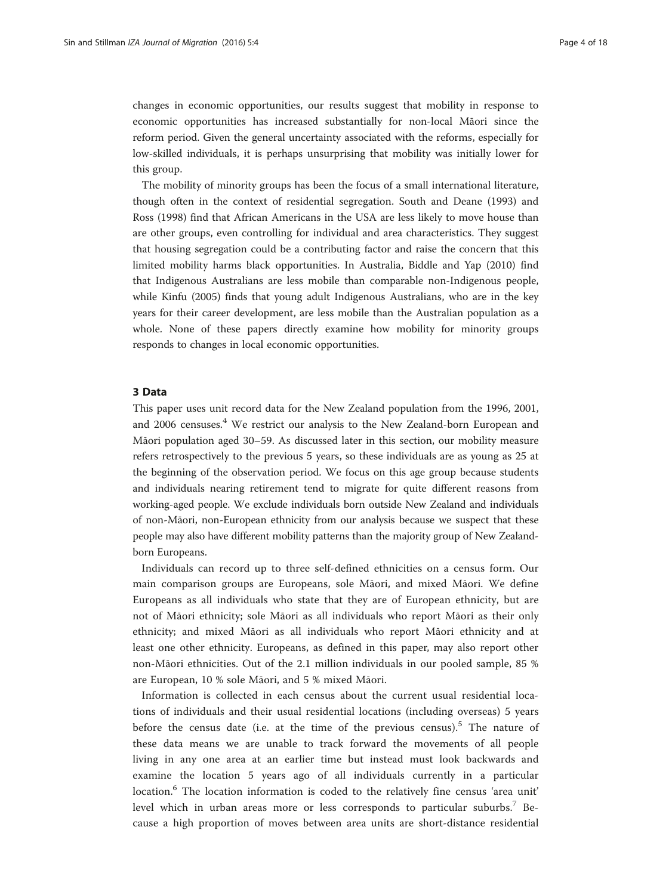changes in economic opportunities, our results suggest that mobility in response to economic opportunities has increased substantially for non-local Māori since the reform period. Given the general uncertainty associated with the reforms, especially for low-skilled individuals, it is perhaps unsurprising that mobility was initially lower for this group.

The mobility of minority groups has been the focus of a small international literature, though often in the context of residential segregation. South and Deane (1993) and Ross (1998) find that African Americans in the USA are less likely to move house than are other groups, even controlling for individual and area characteristics. They suggest that housing segregation could be a contributing factor and raise the concern that this limited mobility harms black opportunities. In Australia, Biddle and Yap (2010) find that Indigenous Australians are less mobile than comparable non-Indigenous people, while Kinfu (2005) finds that young adult Indigenous Australians, who are in the key years for their career development, are less mobile than the Australian population as a whole. None of these papers directly examine how mobility for minority groups responds to changes in local economic opportunities.

## 3 Data

This paper uses unit record data for the New Zealand population from the 1996, 2001, and 2006 censuses.[4] We restrict our analysis to the New Zealand-born European and Māori population aged 30–59. As discussed later in this section, our mobility measure refers retrospectively to the previous 5 years, so these individuals are as young as 25 at the beginning of the observation period. We focus on this age group because students and individuals nearing retirement tend to migrate for quite different reasons from working-aged people. We exclude individuals born outside New Zealand and individuals of non-Māori, non-European ethnicity from our analysis because we suspect that these people may also have different mobility patterns than the majority group of New Zealand-born Europeans.

Individuals can record up to three self-defined ethnicities on a census form. Our main comparison groups are Europeans, sole Māori, and mixed Māori. We define Europeans as all individuals who state that they are of European ethnicity, but are not of Māori ethnicity; sole Māori as all individuals who report Māori as their only ethnicity; and mixed Māori as all individuals who report Māori ethnicity and at least one other ethnicity. Europeans, as defined in this paper, may also report other non-Māori ethnicities. Out of the 2.1 million individuals in our pooled sample, 85 % are European, 10 % sole Māori, and 5 % mixed Māori.

Information is collected in each census about the current usual residential locations of individuals and their usual residential locations (including overseas) 5 years before the census date (i.e. at the time of the previous census).[5] The nature of these data means we are unable to track forward the movements of all people living in any one area at an earlier time but instead must look backwards and examine the location 5 years ago of all individuals currently in a particular location.[6] The location information is coded to the relatively fine census 'area unit' level which in urban areas more or less corresponds to particular suburbs.[7] Because a high proportion of moves between area units are short-distance residential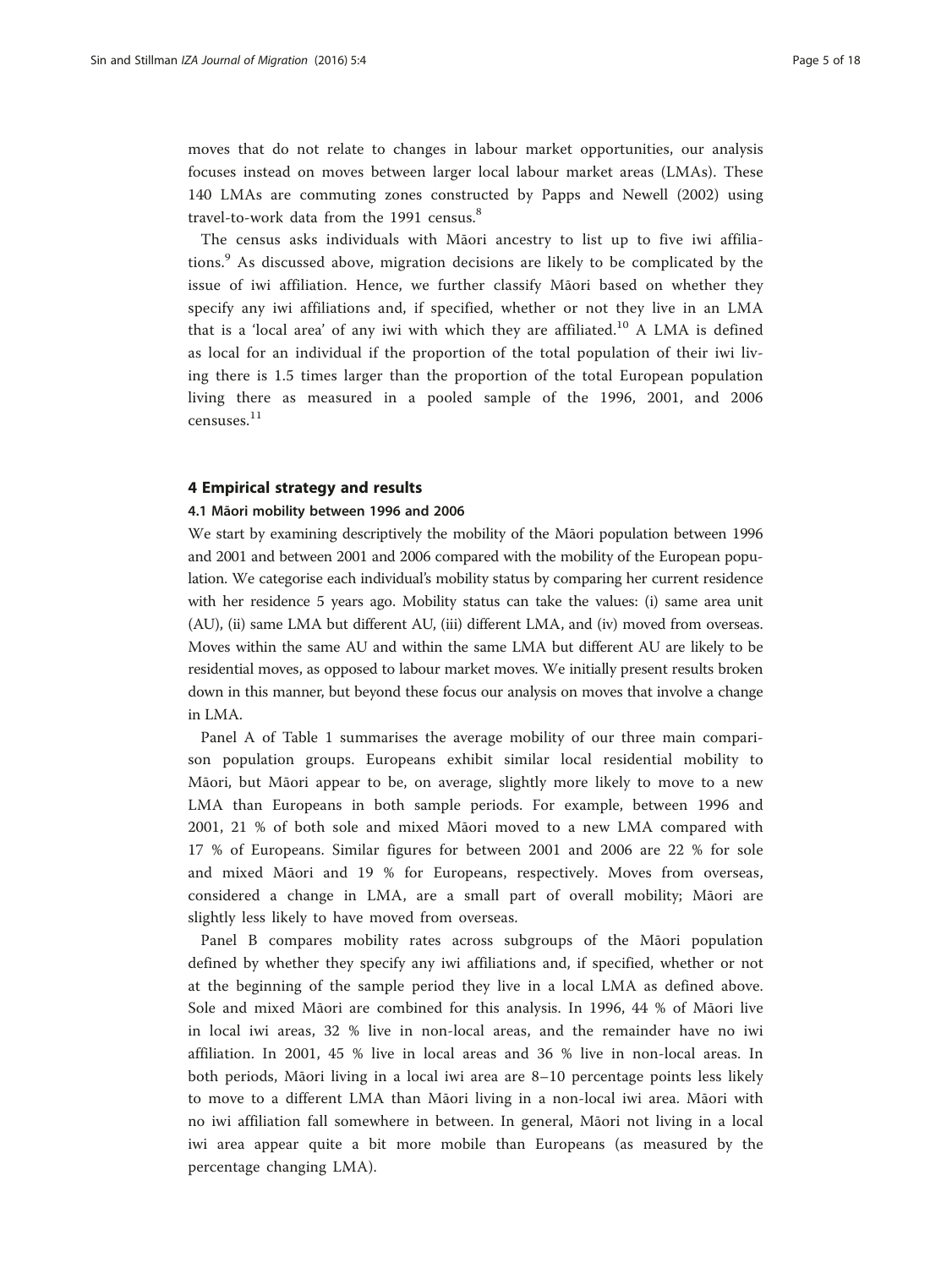moves that do not relate to changes in labour market opportunities, our analysis focuses instead on moves between larger local labour market areas (LMAs). These 140 LMAs are commuting zones constructed by Papps and Newell (2002) using travel-to-work data from the 1991 census.[8]

The census asks individuals with Māori ancestry to list up to five iwi affiliations.[9] As discussed above, migration decisions are likely to be complicated by the issue of iwi affiliation. Hence, we further classify Māori based on whether they specify any iwi affiliations and, if specified, whether or not they live in an LMA that is a 'local area' of any iwi with which they are affiliated.[10] A LMA is defined as local for an individual if the proportion of the total population of their iwi living there is 1.5 times larger than the proportion of the total European population living there as measured in a pooled sample of the 1996, 2001, and 2006 censuses.[11]

## 4 Empirical strategy and results

### 4.1 Māori mobility between 1996 and 2006

We start by examining descriptively the mobility of the Māori population between 1996 and 2001 and between 2001 and 2006 compared with the mobility of the European population. We categorise each individual's mobility status by comparing her current residence with her residence 5 years ago. Mobility status can take the values: (i) same area unit (AU), (ii) same LMA but different AU, (iii) different LMA, and (iv) moved from overseas. Moves within the same AU and within the same LMA but different AU are likely to be residential moves, as opposed to labour market moves. We initially present results broken down in this manner, but beyond these focus our analysis on moves that involve a change in LMA.

Panel A of Table 1 summarises the average mobility of our three main comparison population groups. Europeans exhibit similar local residential mobility to Māori, but Māori appear to be, on average, slightly more likely to move to a new LMA than Europeans in both sample periods. For example, between 1996 and 2001, 21 % of both sole and mixed Māori moved to a new LMA compared with 17 % of Europeans. Similar figures for between 2001 and 2006 are 22 % for sole and mixed Māori and 19 % for Europeans, respectively. Moves from overseas, considered a change in LMA, are a small part of overall mobility; Māori are slightly less likely to have moved from overseas.

Panel B compares mobility rates across subgroups of the Māori population defined by whether they specify any iwi affiliations and, if specified, whether or not at the beginning of the sample period they live in a local LMA as defined above. Sole and mixed Māori are combined for this analysis. In 1996, 44 % of Māori live in local iwi areas, 32 % live in non-local areas, and the remainder have no iwi affiliation. In 2001, 45 % live in local areas and 36 % live in non-local areas. In both periods, Māori living in a local iwi area are 8–10 percentage points less likely to move to a different LMA than Māori living in a non-local iwi area. Māori with no iwi affiliation fall somewhere in between. In general, Māori not living in a local iwi area appear quite a bit more mobile than Europeans (as measured by the percentage changing LMA).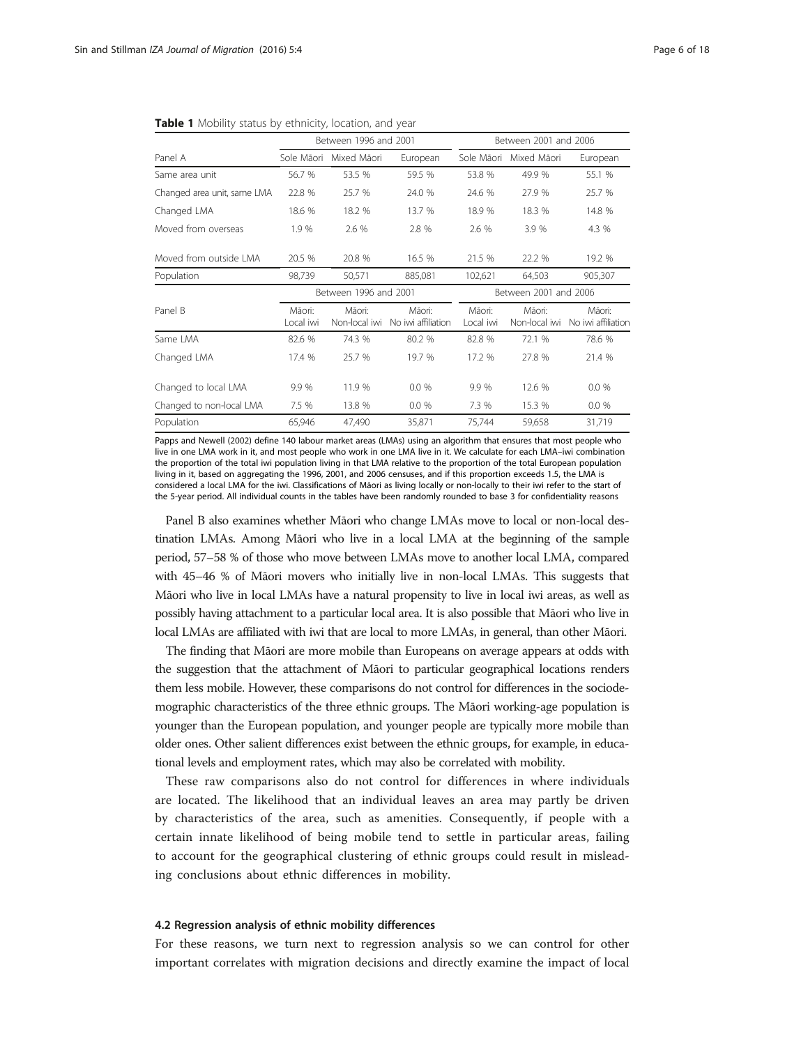**Table 1** Mobility status by ethnicity, location, and year

| | Between 1996 and 2001 | | | Between 2001 and 2006 | | |
|---|---|---|---|---|---|---|
| Panel A | Sole Māori | Mixed Māori | European | Sole Māori | Mixed Māori | European |
| Same area unit | 56.7 % | 53.5 % | 59.5 % | 53.8 % | 49.9 % | 55.1 % |
| Changed area unit, same LMA | 22.8 % | 25.7 % | 24.0 % | 24.6 % | 27.9 % | 25.7 % |
| Changed LMA | 18.6 % | 18.2 % | 13.7 % | 18.9 % | 18.3 % | 14.8 % |
| Moved from overseas | 1.9 % | 2.6 % | 2.8 % | 2.6 % | 3.9 % | 4.3 % |
| Moved from outside LMA | 20.5 % | 20.8 % | 16.5 % | 21.5 % | 22.2 % | 19.2 % |
| Population | 98,739 | 50,571 | 885,081 | 102,621 | 64,503 | 905,307 |
| | Between 1996 and 2001 | | | Between 2001 and 2006 | | |
| Panel B | Māori: Local iwi | Māori: Non-local iwi | Māori: No iwi affiliation | Māori: Local iwi | Māori: Non-local iwi | Māori: No iwi affiliation |
| Same LMA | 82.6 % | 74.3 % | 80.2 % | 82.8 % | 72.1 % | 78.6 % |
| Changed LMA | 17.4 % | 25.7 % | 19.7 % | 17.2 % | 27.8 % | 21.4 % |
| Changed to local LMA | 9.9 % | 11.9 % | 0.0 % | 9.9 % | 12.6 % | 0.0 % |
| Changed to non-local LMA | 7.5 % | 13.8 % | 0.0 % | 7.3 % | 15.3 % | 0.0 % |
| Population | 65,946 | 47,490 | 35,871 | 75,744 | 59,658 | 31,719 |

Papps and Newell (2002) define 140 labour market areas (LMAs) using an algorithm that ensures that most people who live in one LMA work in it, and most people who work in one LMA live in it. We calculate for each LMA–iwi combination the proportion of the total iwi population living in that LMA relative to the proportion of the total European population living in it, based on aggregating the 1996, 2001, and 2006 censuses, and if this proportion exceeds 1.5, the LMA is considered a local LMA for the iwi. Classifications of Māori as living locally or non-locally to their iwi refer to the start of the 5-year period. All individual counts in the tables have been randomly rounded to base 3 for confidentiality reasons

Panel B also examines whether Māori who change LMAs move to local or non-local destination LMAs. Among Māori who live in a local LMA at the beginning of the sample period, 57–58 % of those who move between LMAs move to another local LMA, compared with 45–46 % of Māori movers who initially live in non-local LMAs. This suggests that Māori who live in local LMAs have a natural propensity to live in local iwi areas, as well as possibly having attachment to a particular local area. It is also possible that Māori who live in local LMAs are affiliated with iwi that are local to more LMAs, in general, than other Māori.

The finding that Māori are more mobile than Europeans on average appears at odds with the suggestion that the attachment of Māori to particular geographical locations renders them less mobile. However, these comparisons do not control for differences in the sociodemographic characteristics of the three ethnic groups. The Māori working-age population is younger than the European population, and younger people are typically more mobile than older ones. Other salient differences exist between the ethnic groups, for example, in educational levels and employment rates, which may also be correlated with mobility.

These raw comparisons also do not control for differences in where individuals are located. The likelihood that an individual leaves an area may partly be driven by characteristics of the area, such as amenities. Consequently, if people with a certain innate likelihood of being mobile tend to settle in particular areas, failing to account for the geographical clustering of ethnic groups could result in misleading conclusions about ethnic differences in mobility.

### 4.2 Regression analysis of ethnic mobility differences

For these reasons, we turn next to regression analysis so we can control for other important correlates with migration decisions and directly examine the impact of local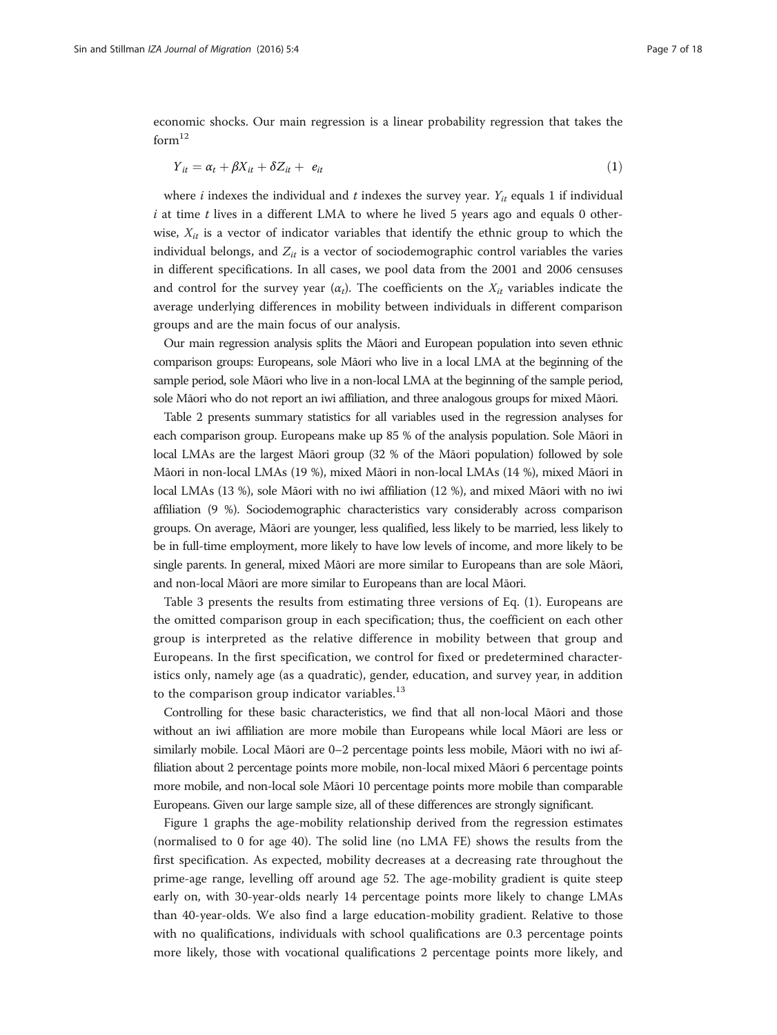economic shocks. Our main regression is a linear probability regression that takes the form[12]

$$Y_{it} = \alpha_t + \beta X_{it} + \delta Z_{it} + e_{it} \tag{1}$$

where $i$ indexes the individual and $t$ indexes the survey year. $Y_{it}$ equals 1 if individual $i$ at time $t$ lives in a different LMA to where he lived 5 years ago and equals 0 otherwise, $X_{it}$ is a vector of indicator variables that identify the ethnic group to which the individual belongs, and $Z_{it}$ is a vector of sociodemographic control variables the varies in different specifications. In all cases, we pool data from the 2001 and 2006 censuses and control for the survey year ($\alpha_t$). The coefficients on the $X_{it}$ variables indicate the average underlying differences in mobility between individuals in different comparison groups and are the main focus of our analysis.

Our main regression analysis splits the Māori and European population into seven ethnic comparison groups: Europeans, sole Māori who live in a local LMA at the beginning of the sample period, sole Māori who live in a non-local LMA at the beginning of the sample period, sole Māori who do not report an iwi affiliation, and three analogous groups for mixed Māori.

Table 2 presents summary statistics for all variables used in the regression analyses for each comparison group. Europeans make up 85 % of the analysis population. Sole Māori in local LMAs are the largest Māori group (32 % of the Māori population) followed by sole Māori in non-local LMAs (19 %), mixed Māori in non-local LMAs (14 %), mixed Māori in local LMAs (13 %), sole Māori with no iwi affiliation (12 %), and mixed Māori with no iwi affiliation (9 %). Sociodemographic characteristics vary considerably across comparison groups. On average, Māori are younger, less qualified, less likely to be married, less likely to be in full-time employment, more likely to have low levels of income, and more likely to be single parents. In general, mixed Māori are more similar to Europeans than are sole Māori, and non-local Māori are more similar to Europeans than are local Māori.

Table 3 presents the results from estimating three versions of Eq. (1). Europeans are the omitted comparison group in each specification; thus, the coefficient on each other group is interpreted as the relative difference in mobility between that group and Europeans. In the first specification, we control for fixed or predetermined characteristics only, namely age (as a quadratic), gender, education, and survey year, in addition to the comparison group indicator variables.[13]

Controlling for these basic characteristics, we find that all non-local Māori and those without an iwi affiliation are more mobile than Europeans while local Māori are less or similarly mobile. Local Māori are 0–2 percentage points less mobile, Māori with no iwi affiliation about 2 percentage points more mobile, non-local mixed Māori 6 percentage points more mobile, and non-local sole Māori 10 percentage points more mobile than comparable Europeans. Given our large sample size, all of these differences are strongly significant.

Figure 1 graphs the age-mobility relationship derived from the regression estimates (normalised to 0 for age 40). The solid line (no LMA FE) shows the results from the first specification. As expected, mobility decreases at a decreasing rate throughout the prime-age range, levelling off around age 52. The age-mobility gradient is quite steep early on, with 30-year-olds nearly 14 percentage points more likely to change LMAs than 40-year-olds. We also find a large education-mobility gradient. Relative to those with no qualifications, individuals with school qualifications are 0.3 percentage points more likely, those with vocational qualifications 2 percentage points more likely, and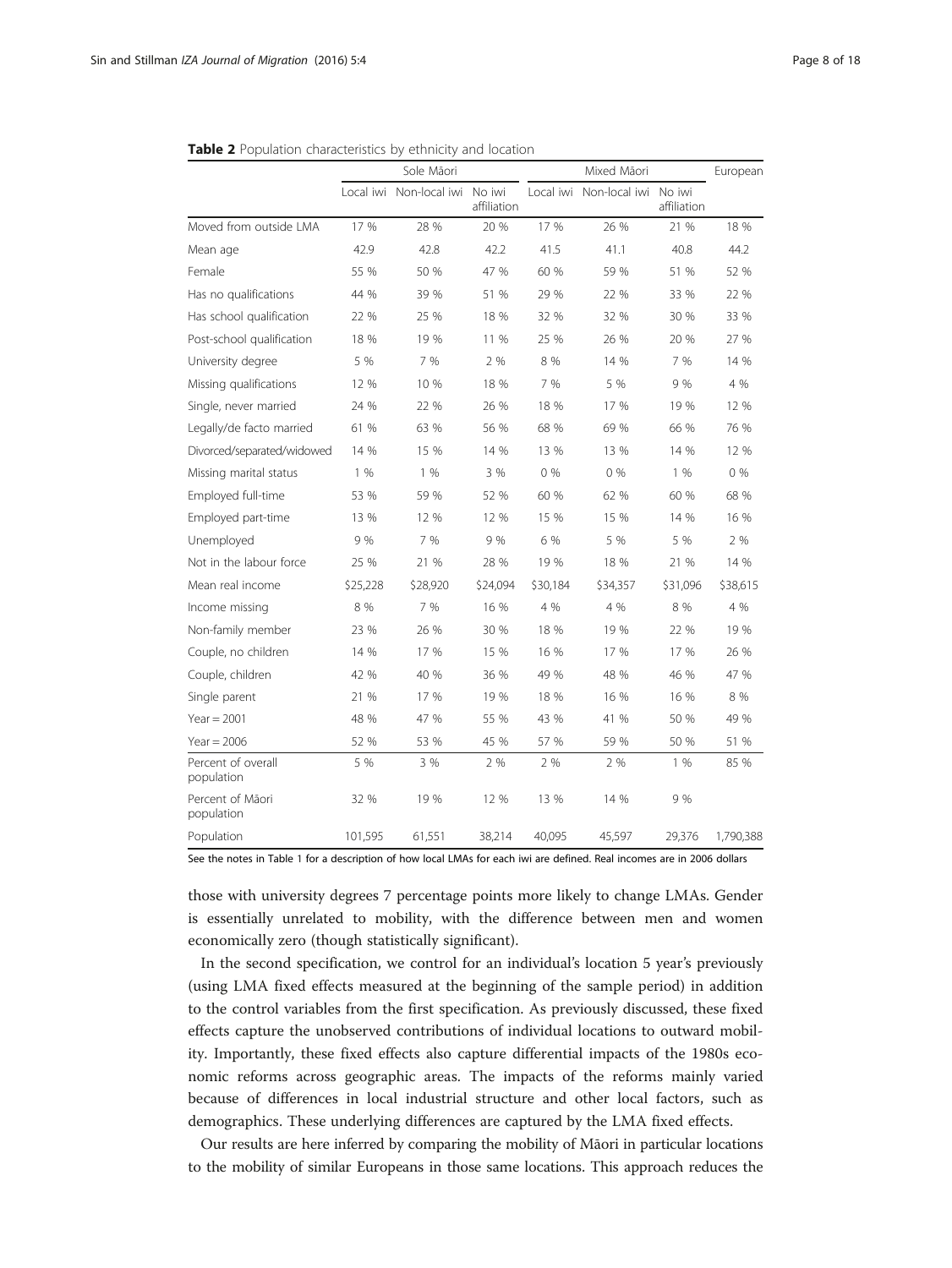**Table 2** Population characteristics by ethnicity and location

| | Sole Māori | | | Mixed Māori | | | European |
|---|---|---|---|---|---|---|---|
| | Local iwi | Non-local iwi | No iwi affiliation | Local iwi | Non-local iwi | No iwi affiliation | |
| Moved from outside LMA | 17 % | 28 % | 20 % | 17 % | 26 % | 21 % | 18 % |
| Mean age | 42.9 | 42.8 | 42.2 | 41.5 | 41.1 | 40.8 | 44.2 |
| Female | 55 % | 50 % | 47 % | 60 % | 59 % | 51 % | 52 % |
| Has no qualifications | 44 % | 39 % | 51 % | 29 % | 22 % | 33 % | 22 % |
| Has school qualification | 22 % | 25 % | 18 % | 32 % | 32 % | 30 % | 33 % |
| Post-school qualification | 18 % | 19 % | 11 % | 25 % | 26 % | 20 % | 27 % |
| University degree | 5 % | 7 % | 2 % | 8 % | 14 % | 7 % | 14 % |
| Missing qualifications | 12 % | 10 % | 18 % | 7 % | 5 % | 9 % | 4 % |
| Single, never married | 24 % | 22 % | 26 % | 18 % | 17 % | 19 % | 12 % |
| Legally/de facto married | 61 % | 63 % | 56 % | 68 % | 69 % | 66 % | 76 % |
| Divorced/separated/widowed | 14 % | 15 % | 14 % | 13 % | 13 % | 14 % | 12 % |
| Missing marital status | 1 % | 1 % | 3 % | 0 % | 0 % | 1 % | 0 % |
| Employed full-time | 53 % | 59 % | 52 % | 60 % | 62 % | 60 % | 68 % |
| Employed part-time | 13 % | 12 % | 12 % | 15 % | 15 % | 14 % | 16 % |
| Unemployed | 9 % | 7 % | 9 % | 6 % | 5 % | 5 % | 2 % |
| Not in the labour force | 25 % | 21 % | 28 % | 19 % | 18 % | 21 % | 14 % |
| Mean real income | $25,228 | $28,920 | $24,094 | $30,184 | $34,357 | $31,096 | $38,615 |
| Income missing | 8 % | 7 % | 16 % | 4 % | 4 % | 8 % | 4 % |
| Non-family member | 23 % | 26 % | 30 % | 18 % | 19 % | 22 % | 19 % |
| Couple, no children | 14 % | 17 % | 15 % | 16 % | 17 % | 17 % | 26 % |
| Couple, children | 42 % | 40 % | 36 % | 49 % | 48 % | 46 % | 47 % |
| Single parent | 21 % | 17 % | 19 % | 18 % | 16 % | 16 % | 8 % |
| Year = 2001 | 48 % | 47 % | 55 % | 43 % | 41 % | 50 % | 49 % |
| Year = 2006 | 52 % | 53 % | 45 % | 57 % | 59 % | 50 % | 51 % |
| Percent of overall population | 5 % | 3 % | 2 % | 2 % | 2 % | 1 % | 85 % |
| Percent of Māori population | 32 % | 19 % | 12 % | 13 % | 14 % | 9 % | |
| Population | 101,595 | 61,551 | 38,214 | 40,095 | 45,597 | 29,376 | 1,790,388 |

See the notes in Table 1 for a description of how local LMAs for each iwi are defined. Real incomes are in 2006 dollars

those with university degrees 7 percentage points more likely to change LMAs. Gender is essentially unrelated to mobility, with the difference between men and women economically zero (though statistically significant).

In the second specification, we control for an individual's location 5 year's previously (using LMA fixed effects measured at the beginning of the sample period) in addition to the control variables from the first specification. As previously discussed, these fixed effects capture the unobserved contributions of individual locations to outward mobility. Importantly, these fixed effects also capture differential impacts of the 1980s economic reforms across geographic areas. The impacts of the reforms mainly varied because of differences in local industrial structure and other local factors, such as demographics. These underlying differences are captured by the LMA fixed effects.

Our results are here inferred by comparing the mobility of Māori in particular locations to the mobility of similar Europeans in those same locations. This approach reduces the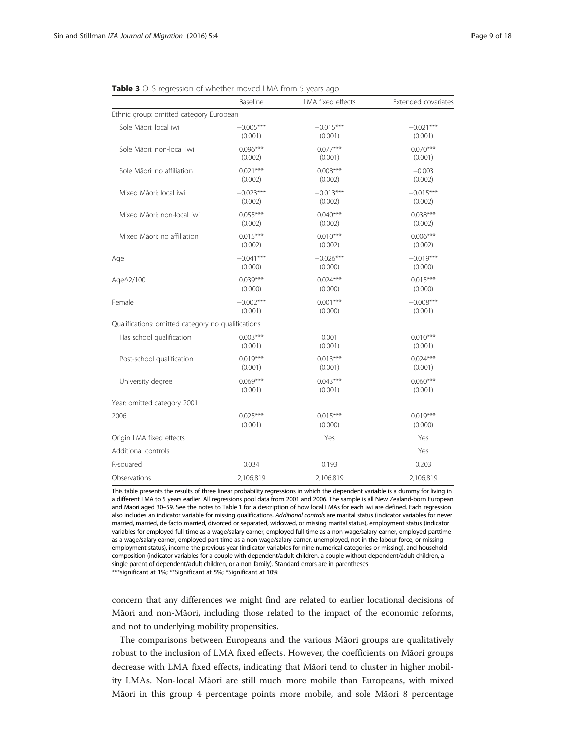**Table 3** OLS regression of whether moved LMA from 5 years ago

| | Baseline | LMA fixed effects | Extended covariates |
|---|---|---|---|
| Ethnic group: omitted category European | | | |
| Sole Māori: local iwi | −0.005*** | −0.015*** | −0.021*** |
| | (0.001) | (0.001) | (0.001) |
| Sole Māori: non-local iwi | 0.096*** | 0.077*** | 0.070*** |
| | (0.002) | (0.001) | (0.001) |
| Sole Māori: no affiliation | 0.021*** | 0.008*** | −0.003 |
| | (0.002) | (0.002) | (0.002) |
| Mixed Māori: local iwi | −0.023*** | −0.013*** | −0.015*** |
| | (0.002) | (0.002) | (0.002) |
| Mixed Māori: non-local iwi | 0.055*** | 0.040*** | 0.038*** |
| | (0.002) | (0.002) | (0.002) |
| Mixed Māori: no affiliation | 0.015*** | 0.010*** | 0.006*** |
| | (0.002) | (0.002) | (0.002) |
| Age | −0.041*** | −0.026*** | −0.019*** |
| | (0.000) | (0.000) | (0.000) |
| Age^2/100 | 0.039*** | 0.024*** | 0.015*** |
| | (0.000) | (0.000) | (0.000) |
| Female | −0.002*** | 0.001*** | −0.008*** |
| | (0.001) | (0.000) | (0.001) |
| Qualifications: omitted category no qualifications | | | |
| Has school qualification | 0.003*** | 0.001 | 0.010*** |
| | (0.001) | (0.001) | (0.001) |
| Post-school qualification | 0.019*** | 0.013*** | 0.024*** |
| | (0.001) | (0.001) | (0.001) |
| University degree | 0.069*** | 0.043*** | 0.060*** |
| | (0.001) | (0.001) | (0.001) |
| Year: omitted category 2001 | | | |
| 2006 | 0.025*** | 0.015*** | 0.019*** |
| | (0.001) | (0.000) | (0.000) |
| Origin LMA fixed effects | | Yes | Yes |
| Additional controls | | | Yes |
| R-squared | 0.034 | 0.193 | 0.203 |
| Observations | 2,106,819 | 2,106,819 | 2,106,819 |

This table presents the results of three linear probability regressions in which the dependent variable is a dummy for living in a different LMA to 5 years earlier. All regressions pool data from 2001 and 2006. The sample is all New Zealand-born European and Maori aged 30–59. See the notes to Table 1 for a description of how local LMAs for each iwi are defined. Each regression also includes an indicator variable for missing qualifications. *Additional controls* are marital status (indicator variables for never married, married, de facto married, divorced or separated, widowed, or missing marital status), employment status (indicator variables for employed full-time as a wage/salary earner, employed full-time as a non-wage/salary earner, employed parttime as a wage/salary earner, employed part-time as a non-wage/salary earner, unemployed, not in the labour force, or missing employment status), income the previous year (indicator variables for nine numerical categories or missing), and household composition (indicator variables for a couple with dependent/adult children, a couple without dependent/adult children, a single parent of dependent/adult children, or a non-family). Standard errors are in parentheses
***significant at 1%; **Significant at 5%; *Significant at 10%

concern that any differences we might find are related to earlier locational decisions of Māori and non-Māori, including those related to the impact of the economic reforms, and not to underlying mobility propensities.

The comparisons between Europeans and the various Māori groups are qualitatively robust to the inclusion of LMA fixed effects. However, the coefficients on Māori groups decrease with LMA fixed effects, indicating that Māori tend to cluster in higher mobility LMAs. Non-local Māori are still much more mobile than Europeans, with mixed Māori in this group 4 percentage points more mobile, and sole Māori 8 percentage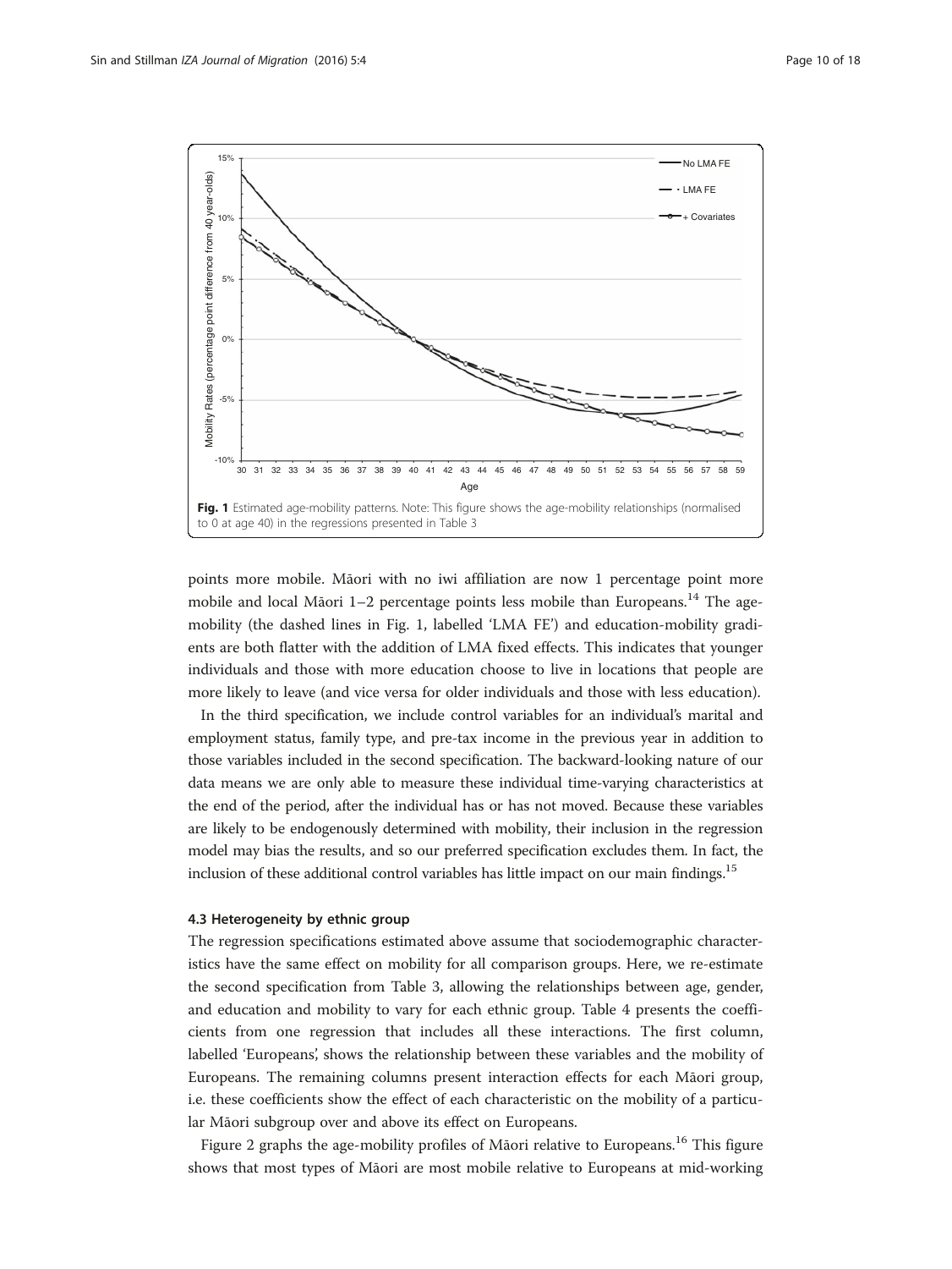Fig. 1 Estimated age-mobility patterns. Note: This figure shows the age-mobility relationships (normalised to 0 at age 40) in the regressions presented in Table 3

points more mobile. Māori with no iwi affiliation are now 1 percentage point more mobile and local Māori 1–2 percentage points less mobile than Europeans.[14] The age-mobility (the dashed lines in Fig. 1, labelled 'LMA FE') and education-mobility gradients are both flatter with the addition of LMA fixed effects. This indicates that younger individuals and those with more education choose to live in locations that people are more likely to leave (and vice versa for older individuals and those with less education).

In the third specification, we include control variables for an individual's marital and employment status, family type, and pre-tax income in the previous year in addition to those variables included in the second specification. The backward-looking nature of our data means we are only able to measure these individual time-varying characteristics at the end of the period, after the individual has or has not moved. Because these variables are likely to be endogenously determined with mobility, their inclusion in the regression model may bias the results, and so our preferred specification excludes them. In fact, the inclusion of these additional control variables has little impact on our main findings.[15]

### 4.3 Heterogeneity by ethnic group

The regression specifications estimated above assume that sociodemographic characteristics have the same effect on mobility for all comparison groups. Here, we re-estimate the second specification from Table 3, allowing the relationships between age, gender, and education and mobility to vary for each ethnic group. Table 4 presents the coefficients from one regression that includes all these interactions. The first column, labelled 'Europeans', shows the relationship between these variables and the mobility of Europeans. The remaining columns present interaction effects for each Māori group, i.e. these coefficients show the effect of each characteristic on the mobility of a particular Māori subgroup over and above its effect on Europeans.

Figure 2 graphs the age-mobility profiles of Māori relative to Europeans.[16] This figure shows that most types of Māori are most mobile relative to Europeans at mid-working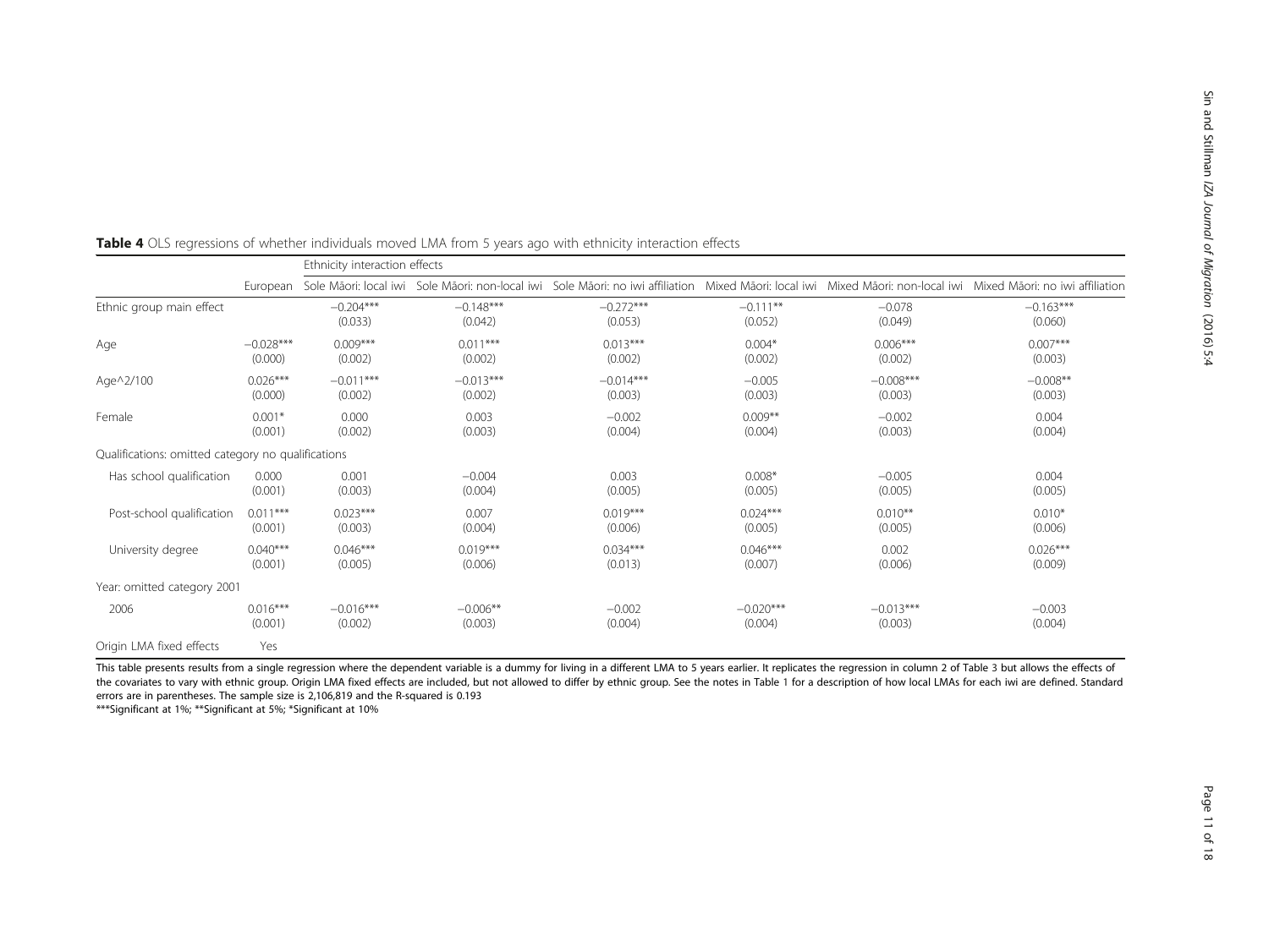**Table 4** OLS regressions of whether individuals moved LMA from 5 years ago with ethnicity interaction effects

| | | Ethnicity interaction effects | | | | | |
|---|---|---|---|---|---|---|---|
| | European | Sole Māori: local iwi | Sole Māori: non-local iwi | Sole Māori: no iwi affiliation | Mixed Māori: local iwi | Mixed Māori: non-local iwi | Mixed Māori: no iwi affiliation |
| Ethnic group main effect | | −0.204*** (0.033) | −0.148*** (0.042) | −0.272*** (0.053) | −0.111** (0.052) | −0.078 (0.049) | −0.163*** (0.060) |
| Age | −0.028*** (0.000) | 0.009*** (0.002) | 0.011*** (0.002) | 0.013*** (0.002) | 0.004* (0.002) | 0.006*** (0.002) | 0.007*** (0.003) |
| Age^2/100 | 0.026*** (0.000) | −0.011*** (0.002) | −0.013*** (0.002) | −0.014*** (0.003) | −0.005 (0.003) | −0.008*** (0.003) | −0.008** (0.003) |
| Female | 0.001* (0.001) | 0.000 (0.002) | 0.003 (0.003) | −0.002 (0.004) | 0.009** (0.004) | −0.002 (0.003) | 0.004 (0.004) |
| Qualifications: omitted category no qualifications | | | | | | | |
| Has school qualification | 0.000 (0.001) | 0.001 (0.003) | −0.004 (0.004) | 0.003 (0.005) | 0.008* (0.005) | −0.005 (0.005) | 0.004 (0.005) |
| Post-school qualification | 0.011*** (0.001) | 0.023*** (0.003) | 0.007 (0.004) | 0.019*** (0.006) | 0.024*** (0.005) | 0.010** (0.005) | 0.010* (0.006) |
| University degree | 0.040*** (0.001) | 0.046*** (0.005) | 0.019*** (0.006) | 0.034*** (0.013) | 0.046*** (0.007) | 0.002 (0.006) | 0.026*** (0.009) |
| Year: omitted category 2001 | | | | | | | |
| 2006 | 0.016*** (0.001) | −0.016*** (0.002) | −0.006** (0.003) | −0.002 (0.004) | −0.020*** (0.004) | −0.013*** (0.003) | −0.003 (0.004) |
| Origin LMA fixed effects | Yes | | | | | | |

This table presents results from a single regression where the dependent variable is a dummy for living in a different LMA to 5 years earlier. It replicates the regression in column 2 of Table 3 but allows the effects of the covariates to vary with ethnic group. Origin LMA fixed effects are included, but not allowed to differ by ethnic group. See the notes in Table 1 for a description of how local LMAs for each iwi are defined. Standard errors are in parentheses. The sample size is 2,106,819 and the R-squared is 0.193

***Significant at 1%; **Significant at 5%; *Significant at 10%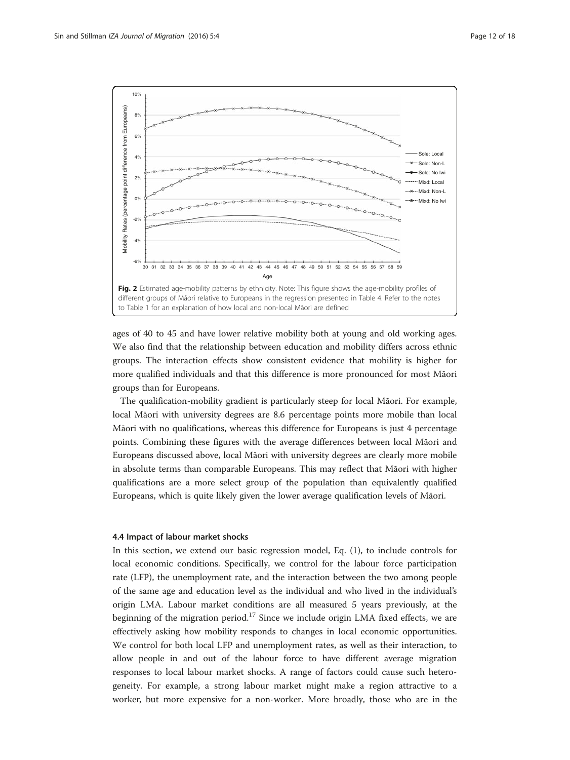Fig. 2 Estimated age-mobility patterns by ethnicity. Note: This figure shows the age-mobility profiles of different groups of Māori relative to Europeans in the regression presented in Table 4. Refer to the notes to Table 1 for an explanation of how local and non-local Māori are defined

ages of 40 to 45 and have lower relative mobility both at young and old working ages. We also find that the relationship between education and mobility differs across ethnic groups. The interaction effects show consistent evidence that mobility is higher for more qualified individuals and that this difference is more pronounced for most Māori groups than for Europeans.

The qualification-mobility gradient is particularly steep for local Māori. For example, local Māori with university degrees are 8.6 percentage points more mobile than local Māori with no qualifications, whereas this difference for Europeans is just 4 percentage points. Combining these figures with the average differences between local Māori and Europeans discussed above, local Māori with university degrees are clearly more mobile in absolute terms than comparable Europeans. This may reflect that Māori with higher qualifications are a more select group of the population than equivalently qualified Europeans, which is quite likely given the lower average qualification levels of Māori.

### 4.4 Impact of labour market shocks

In this section, we extend our basic regression model, Eq. (1), to include controls for local economic conditions. Specifically, we control for the labour force participation rate (LFP), the unemployment rate, and the interaction between the two among people of the same age and education level as the individual and who lived in the individual's origin LMA. Labour market conditions are all measured 5 years previously, at the beginning of the migration period.[17] Since we include origin LMA fixed effects, we are effectively asking how mobility responds to changes in local economic opportunities. We control for both local LFP and unemployment rates, as well as their interaction, to allow people in and out of the labour force to have different average migration responses to local labour market shocks. A range of factors could cause such heterogeneity. For example, a strong labour market might make a region attractive to a worker, but more expensive for a non-worker. More broadly, those who are in the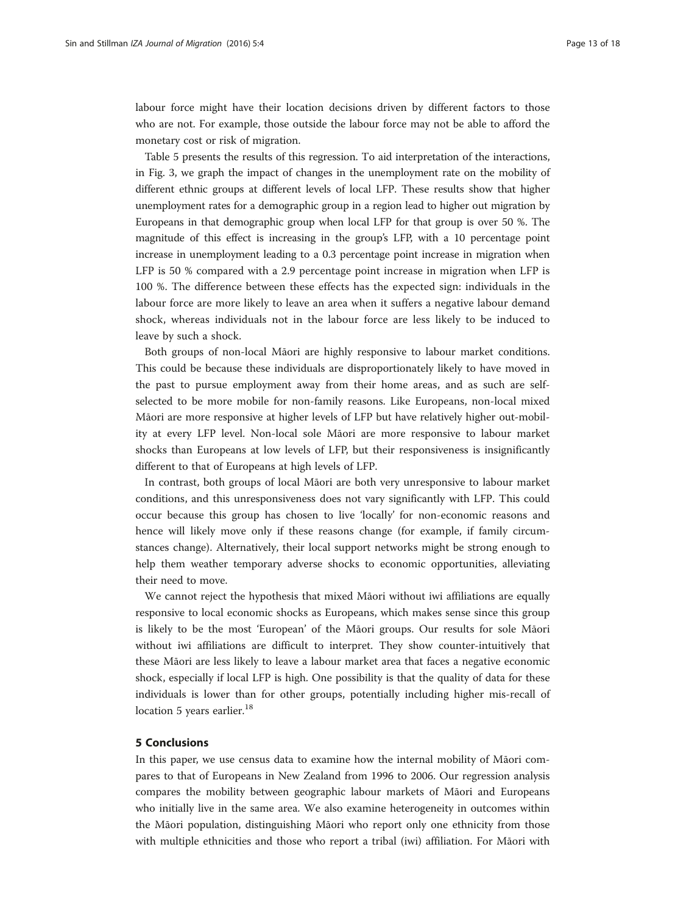labour force might have their location decisions driven by different factors to those who are not. For example, those outside the labour force may not be able to afford the monetary cost or risk of migration.

Table 5 presents the results of this regression. To aid interpretation of the interactions, in Fig. 3, we graph the impact of changes in the unemployment rate on the mobility of different ethnic groups at different levels of local LFP. These results show that higher unemployment rates for a demographic group in a region lead to higher out migration by Europeans in that demographic group when local LFP for that group is over 50 %. The magnitude of this effect is increasing in the group's LFP, with a 10 percentage point increase in unemployment leading to a 0.3 percentage point increase in migration when LFP is 50 % compared with a 2.9 percentage point increase in migration when LFP is 100 %. The difference between these effects has the expected sign: individuals in the labour force are more likely to leave an area when it suffers a negative labour demand shock, whereas individuals not in the labour force are less likely to be induced to leave by such a shock.

Both groups of non-local Māori are highly responsive to labour market conditions. This could be because these individuals are disproportionately likely to have moved in the past to pursue employment away from their home areas, and as such are self-selected to be more mobile for non-family reasons. Like Europeans, non-local mixed Māori are more responsive at higher levels of LFP but have relatively higher out-mobility at every LFP level. Non-local sole Māori are more responsive to labour market shocks than Europeans at low levels of LFP, but their responsiveness is insignificantly different to that of Europeans at high levels of LFP.

In contrast, both groups of local Māori are both very unresponsive to labour market conditions, and this unresponsiveness does not vary significantly with LFP. This could occur because this group has chosen to live 'locally' for non-economic reasons and hence will likely move only if these reasons change (for example, if family circumstances change). Alternatively, their local support networks might be strong enough to help them weather temporary adverse shocks to economic opportunities, alleviating their need to move.

We cannot reject the hypothesis that mixed Māori without iwi affiliations are equally responsive to local economic shocks as Europeans, which makes sense since this group is likely to be the most 'European' of the Māori groups. Our results for sole Māori without iwi affiliations are difficult to interpret. They show counter-intuitively that these Māori are less likely to leave a labour market area that faces a negative economic shock, especially if local LFP is high. One possibility is that the quality of data for these individuals is lower than for other groups, potentially including higher mis-recall of location 5 years earlier.[18]

## 5 Conclusions

In this paper, we use census data to examine how the internal mobility of Māori compares to that of Europeans in New Zealand from 1996 to 2006. Our regression analysis compares the mobility between geographic labour markets of Māori and Europeans who initially live in the same area. We also examine heterogeneity in outcomes within the Māori population, distinguishing Māori who report only one ethnicity from those with multiple ethnicities and those who report a tribal (iwi) affiliation. For Māori with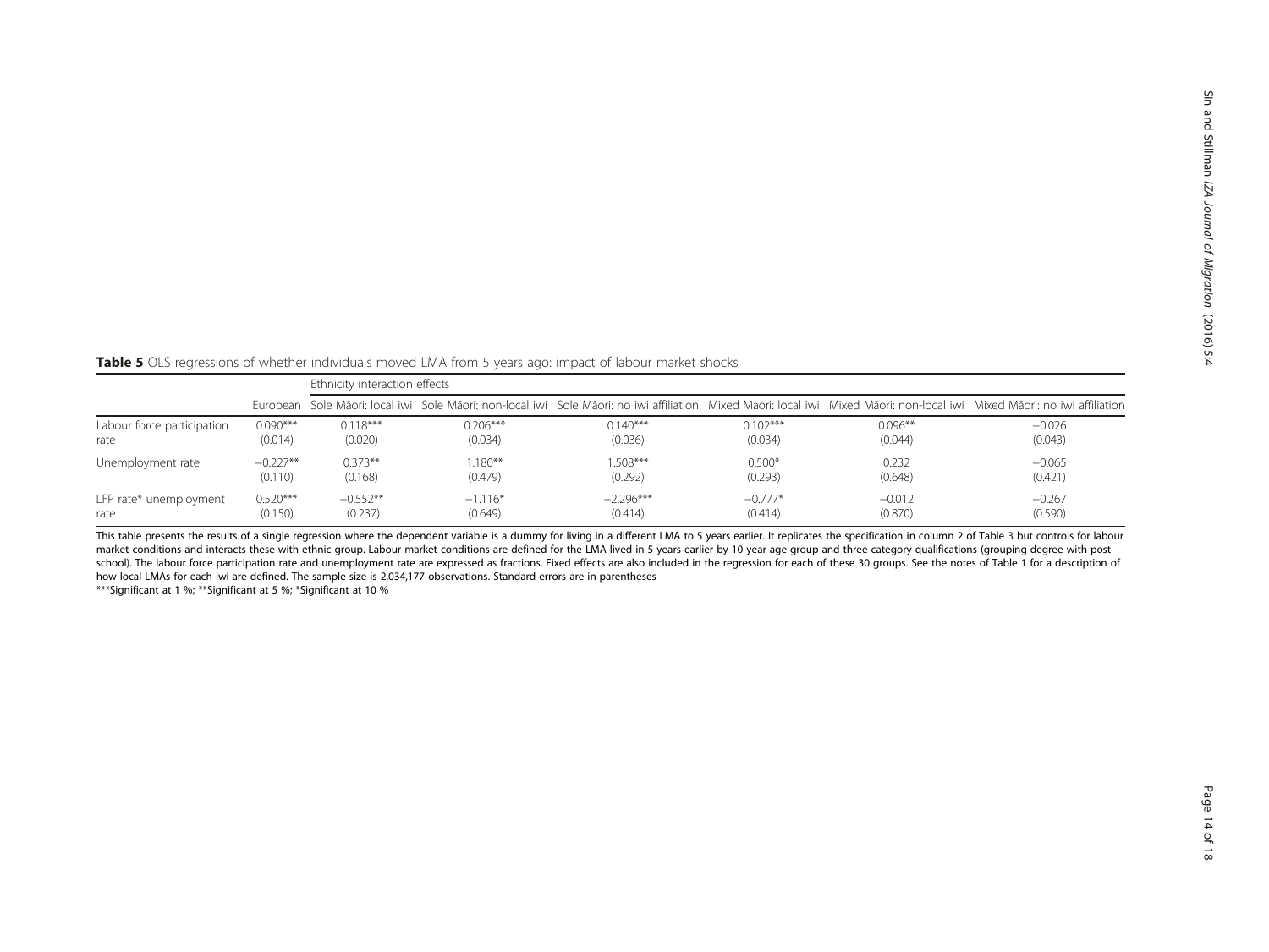**Table 5** OLS regressions of whether individuals moved LMA from 5 years ago: impact of labour market shocks

| | | Ethnicity interaction effects | | | | | |
|---|---|---|---|---|---|---|---|
| | European | Sole Māori: local iwi | Sole Māori: non-local iwi | Sole Māori: no iwi affiliation | Mixed Maori: local iwi | Mixed Māori: non-local iwi | Mixed Māori: no iwi affiliation |
| Labour force participation rate | 0.090*** | 0.118*** | 0.206*** | 0.140*** | 0.102*** | 0.096** | −0.026 |
| | (0.014) | (0.020) | (0.034) | (0.036) | (0.034) | (0.044) | (0.043) |
| Unemployment rate | −0.227** | 0.373** | 1.180** | 1.508*** | 0.500* | 0.232 | −0.065 |
| | (0.110) | (0.168) | (0.479) | (0.292) | (0.293) | (0.648) | (0.421) |
| LFP rate* unemployment rate | 0.520*** | −0.552** | −1.116* | −2.296*** | −0.777* | −0.012 | −0.267 |
| | (0.150) | (0.237) | (0.649) | (0.414) | (0.414) | (0.870) | (0.590) |

This table presents the results of a single regression where the dependent variable is a dummy for living in a different LMA to 5 years earlier. It replicates the specification in column 2 of Table 3 but controls for labour market conditions and interacts these with ethnic group. Labour market conditions are defined for the LMA lived in 5 years earlier by 10-year age group and three-category qualifications (grouping degree with post-school). The labour force participation rate and unemployment rate are expressed as fractions. Fixed effects are also included in the regression for each of these 30 groups. See the notes of Table 1 for a description of how local LMAs for each iwi are defined. The sample size is 2,034,177 observations. Standard errors are in parentheses

***Significant at 1 %; **Significant at 5 %; *Significant at 10 %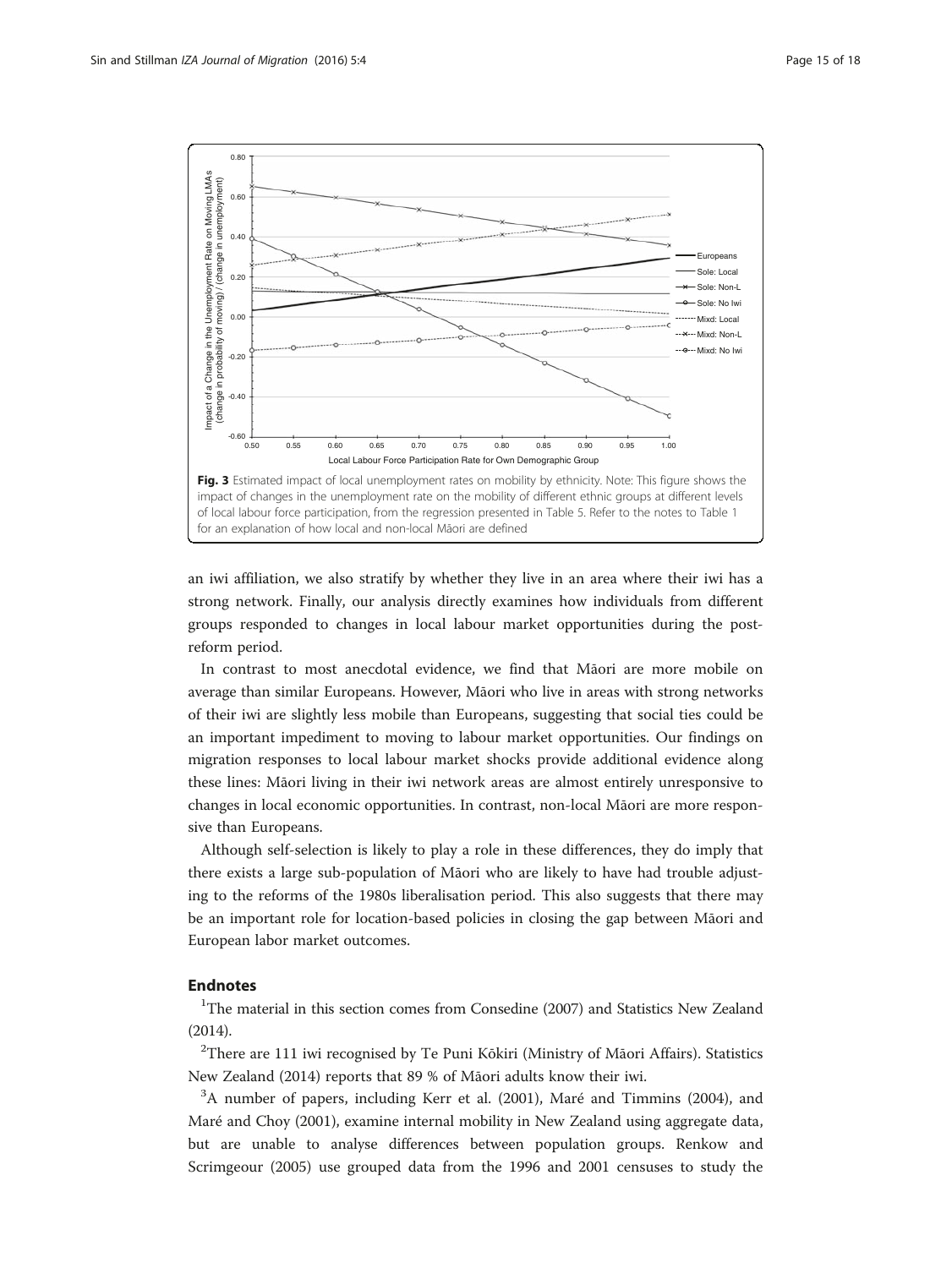Fig. 3 Estimated impact of local unemployment rates on mobility by ethnicity. Note: This figure shows the impact of changes in the unemployment rate on the mobility of different ethnic groups at different levels of local labour force participation, from the regression presented in Table 5. Refer to the notes to Table 1 for an explanation of how local and non-local Māori are defined

an iwi affiliation, we also stratify by whether they live in an area where their iwi has a strong network. Finally, our analysis directly examines how individuals from different groups responded to changes in local labour market opportunities during the post-reform period.

In contrast to most anecdotal evidence, we find that Māori are more mobile on average than similar Europeans. However, Māori who live in areas with strong networks of their iwi are slightly less mobile than Europeans, suggesting that social ties could be an important impediment to moving to labour market opportunities. Our findings on migration responses to local labour market shocks provide additional evidence along these lines: Māori living in their iwi network areas are almost entirely unresponsive to changes in local economic opportunities. In contrast, non-local Māori are more responsive than Europeans.

Although self-selection is likely to play a role in these differences, they do imply that there exists a large sub-population of Māori who are likely to have had trouble adjusting to the reforms of the 1980s liberalisation period. This also suggests that there may be an important role for location-based policies in closing the gap between Māori and European labor market outcomes.

## Endnotes

[1]The material in this section comes from Consedine (2007) and Statistics New Zealand (2014).

[2]There are 111 iwi recognised by Te Puni Kōkiri (Ministry of Māori Affairs). Statistics New Zealand (2014) reports that 89 % of Māori adults know their iwi.

[3]A number of papers, including Kerr et al. (2001), Maré and Timmins (2004), and Maré and Choy (2001), examine internal mobility in New Zealand using aggregate data, but are unable to analyse differences between population groups. Renkow and Scrimgeour (2005) use grouped data from the 1996 and 2001 censuses to study the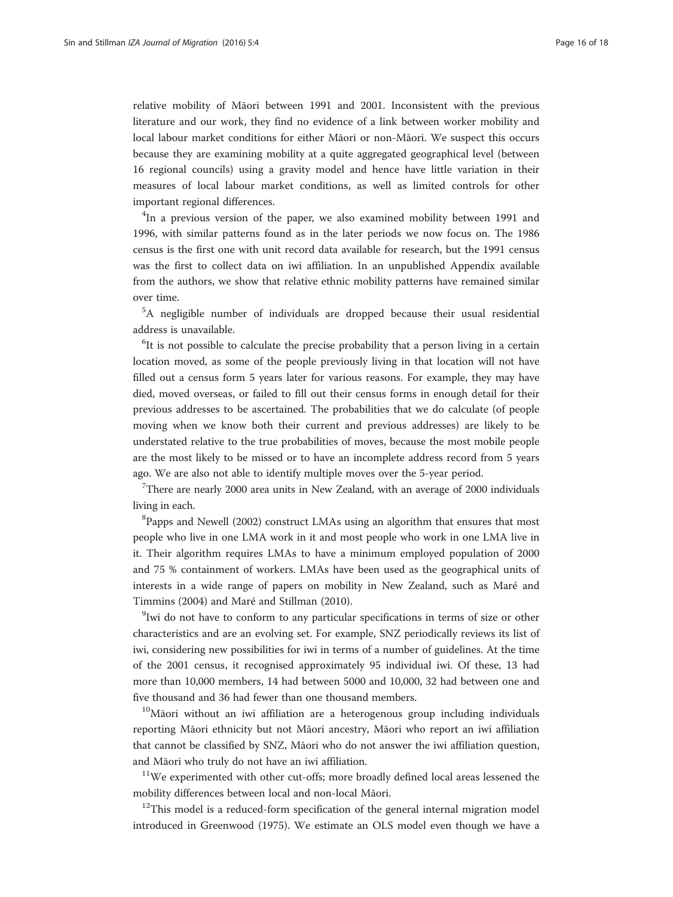relative mobility of Māori between 1991 and 2001. Inconsistent with the previous literature and our work, they find no evidence of a link between worker mobility and local labour market conditions for either Māori or non-Māori. We suspect this occurs because they are examining mobility at a quite aggregated geographical level (between 16 regional councils) using a gravity model and hence have little variation in their measures of local labour market conditions, as well as limited controls for other important regional differences.

[4]In a previous version of the paper, we also examined mobility between 1991 and 1996, with similar patterns found as in the later periods we now focus on. The 1986 census is the first one with unit record data available for research, but the 1991 census was the first to collect data on iwi affiliation. In an unpublished Appendix available from the authors, we show that relative ethnic mobility patterns have remained similar over time.

[5]A negligible number of individuals are dropped because their usual residential address is unavailable.

[6]It is not possible to calculate the precise probability that a person living in a certain location moved, as some of the people previously living in that location will not have filled out a census form 5 years later for various reasons. For example, they may have died, moved overseas, or failed to fill out their census forms in enough detail for their previous addresses to be ascertained. The probabilities that we do calculate (of people moving when we know both their current and previous addresses) are likely to be understated relative to the true probabilities of moves, because the most mobile people are the most likely to be missed or to have an incomplete address record from 5 years ago. We are also not able to identify multiple moves over the 5-year period.

[7]There are nearly 2000 area units in New Zealand, with an average of 2000 individuals living in each.

[8]Papps and Newell (2002) construct LMAs using an algorithm that ensures that most people who live in one LMA work in it and most people who work in one LMA live in it. Their algorithm requires LMAs to have a minimum employed population of 2000 and 75 % containment of workers. LMAs have been used as the geographical units of interests in a wide range of papers on mobility in New Zealand, such as Maré and Timmins (2004) and Maré and Stillman (2010).

[9]Iwi do not have to conform to any particular specifications in terms of size or other characteristics and are an evolving set. For example, SNZ periodically reviews its list of iwi, considering new possibilities for iwi in terms of a number of guidelines. At the time of the 2001 census, it recognised approximately 95 individual iwi. Of these, 13 had more than 10,000 members, 14 had between 5000 and 10,000, 32 had between one and five thousand and 36 had fewer than one thousand members.

[10]Māori without an iwi affiliation are a heterogenous group including individuals reporting Māori ethnicity but not Māori ancestry, Māori who report an iwi affiliation that cannot be classified by SNZ, Māori who do not answer the iwi affiliation question, and Māori who truly do not have an iwi affiliation.

[11]We experimented with other cut-offs; more broadly defined local areas lessened the mobility differences between local and non-local Māori.

[12]This model is a reduced-form specification of the general internal migration model introduced in Greenwood (1975). We estimate an OLS model even though we have a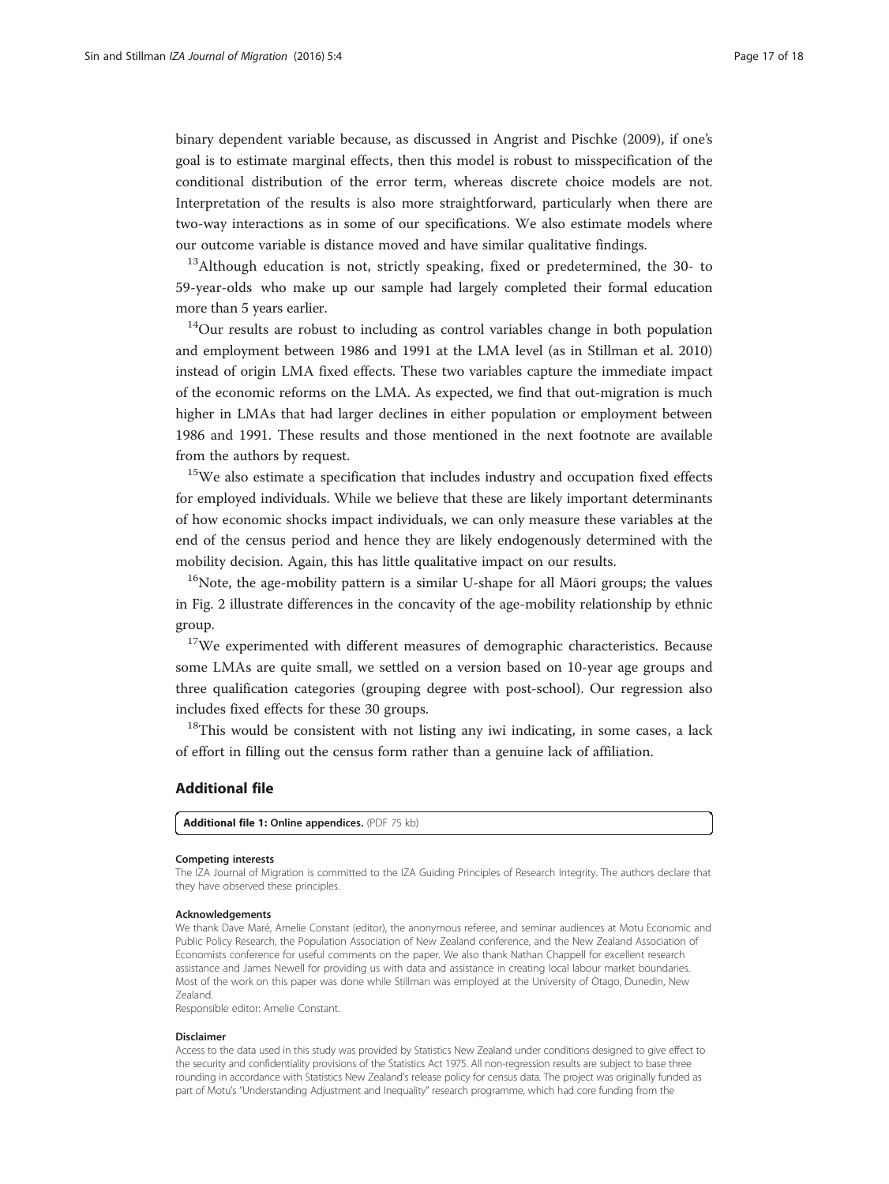binary dependent variable because, as discussed in Angrist and Pischke (2009), if one's goal is to estimate marginal effects, then this model is robust to misspecification of the conditional distribution of the error term, whereas discrete choice models are not. Interpretation of the results is also more straightforward, particularly when there are two-way interactions as in some of our specifications. We also estimate models where our outcome variable is distance moved and have similar qualitative findings.

[13]Although education is not, strictly speaking, fixed or predetermined, the 30- to 59-year-olds who make up our sample had largely completed their formal education more than 5 years earlier.

[14]Our results are robust to including as control variables change in both population and employment between 1986 and 1991 at the LMA level (as in Stillman et al. 2010) instead of origin LMA fixed effects. These two variables capture the immediate impact of the economic reforms on the LMA. As expected, we find that out-migration is much higher in LMAs that had larger declines in either population or employment between 1986 and 1991. These results and those mentioned in the next footnote are available from the authors by request.

[15]We also estimate a specification that includes industry and occupation fixed effects for employed individuals. While we believe that these are likely important determinants of how economic shocks impact individuals, we can only measure these variables at the end of the census period and hence they are likely endogenously determined with the mobility decision. Again, this has little qualitative impact on our results.

[16]Note, the age-mobility pattern is a similar U-shape for all Māori groups; the values in Fig. 2 illustrate differences in the concavity of the age-mobility relationship by ethnic group.

[17]We experimented with different measures of demographic characteristics. Because some LMAs are quite small, we settled on a version based on 10-year age groups and three qualification categories (grouping degree with post-school). Our regression also includes fixed effects for these 30 groups.

[18]This would be consistent with not listing any iwi indicating, in some cases, a lack of effort in filling out the census form rather than a genuine lack of affiliation.

## Additional file

**Additional file 1: Online appendices.** (PDF 75 kb)

#### Competing interests

The IZA Journal of Migration is committed to the IZA Guiding Principles of Research Integrity. The authors declare that they have observed these principles.

#### Acknowledgements

We thank Dave Maré, Amelie Constant (editor), the anonymous referee, and seminar audiences at Motu Economic and Public Policy Research, the Population Association of New Zealand conference, and the New Zealand Association of Economists conference for useful comments on the paper. We also thank Nathan Chappell for excellent research assistance and James Newell for providing us with data and assistance in creating local labour market boundaries. Most of the work on this paper was done while Stillman was employed at the University of Otago, Dunedin, New Zealand.

Responsible editor: Amelie Constant.

#### Disclaimer

Access to the data used in this study was provided by Statistics New Zealand under conditions designed to give effect to the security and confidentiality provisions of the Statistics Act 1975. All non-regression results are subject to base three rounding in accordance with Statistics New Zealand's release policy for census data. The project was originally funded as part of Motu's "Understanding Adjustment and Inequality" research programme, which had core funding from the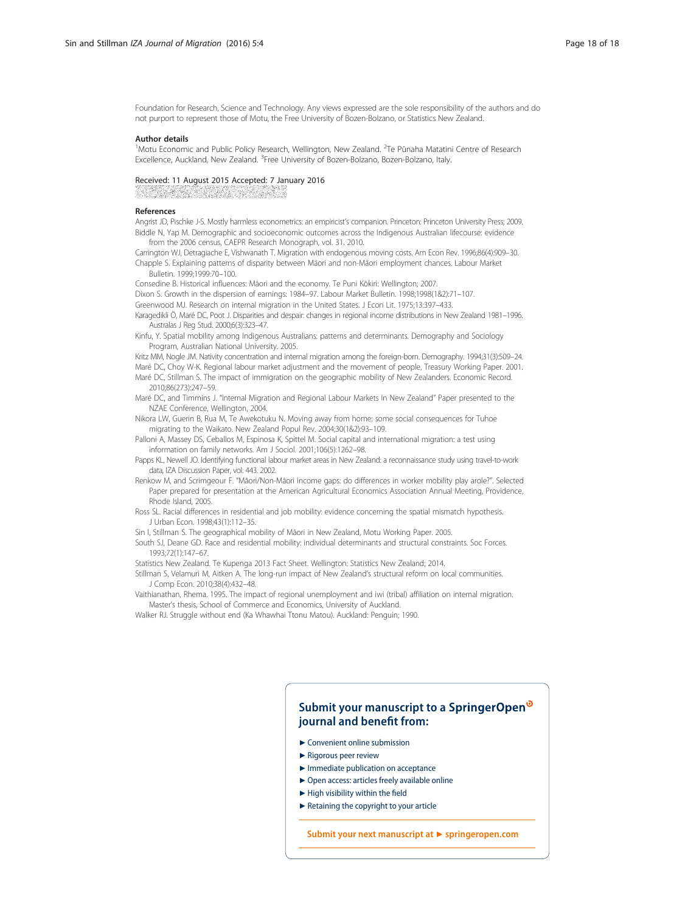Foundation for Research, Science and Technology. Any views expressed are the sole responsibility of the authors and do not purport to represent those of Motu, the Free University of Bozen-Bolzano, or Statistics New Zealand.

### Author details

[1]Motu Economic and Public Policy Research, Wellington, New Zealand. [2]Te Pūnaha Matatini Centre of Research Excellence, Auckland, New Zealand. [3]Free University of Bozen-Bolzano, Bozen-Bolzano, Italy.

Received: 11 August 2015 Accepted: 7 January 2016

### References

Angrist JD, Pischke J-S. Mostly harmless econometrics: an empiricist's companion. Princeton: Princeton University Press; 2009.

Biddle N, Yap M. Demographic and socioeconomic outcomes across the Indigenous Australian lifecourse: evidence from the 2006 census, CAEPR Research Monograph, vol. 31. 2010.

Carrington WJ, Detragiache E, Vishwanath T. Migration with endogenous moving costs. Am Econ Rev. 1996;86(4):909–30.

Chapple S. Explaining patterns of disparity between Mäori and non-Mäori employment chances. Labour Market Bulletin. 1999;1999:70–100.

Consedine B. Historical influences: Māori and the economy. Te Puni Kōkiri: Wellington; 2007.

Dixon S. Growth in the dispersion of earnings: 1984–97. Labour Market Bulletin. 1998;1998(1&2):71–107.

Greenwood MJ. Research on internal migration in the United States. J Econ Lit. 1975;13:397–433.

Karagedikli Ö, Maré DC, Poot J. Disparities and despair: changes in regional income distributions in New Zealand 1981–1996. Australas J Reg Stud. 2000;6(3):323–47.

Kinfu, Y. Spatial mobility among Indigenous Australians: patterns and determinants. Demography and Sociology Program, Australian National University. 2005.

Kritz MM, Nogle JM. Nativity concentration and internal migration among the foreign-born. Demography. 1994;31(3):509–24.

Maré DC, Choy W-K. Regional labour market adjustment and the movement of people, Treasury Working Paper. 2001.

Maré DC, Stillman S. The impact of immigration on the geographic mobility of New Zealanders. Economic Record. 2010;86(273):247–59.

Maré DC, and Timmins J. "Internal Migration and Regional Labour Markets In New Zealand" Paper presented to the NZAE Conference, Wellington, 2004.

Nikora LW, Guerin B, Rua M, Te Awekotuku N. Moving away from home: some social consequences for Tuhoe migrating to the Waikato. New Zealand Popul Rev. 2004;30(1&2):93–109.

Palloni A, Massey DS, Ceballos M, Espinosa K, Spittel M. Social capital and international migration: a test using information on family networks. Am J Sociol. 2001;106(5):1262–98.

Papps KL, Newell JO. Identifying functional labour market areas in New Zealand: a reconnaissance study using travel-to-work data, IZA Discussion Paper, vol. 443. 2002.

Renkow M, and Scrimgeour F. "Māori/Non-Māori income gaps: do differences in worker mobility play arole?". Selected Paper prepared for presentation at the American Agricultural Economics Association Annual Meeting, Providence, Rhode Island, 2005.

Ross SL. Racial differences in residential and job mobility: evidence concerning the spatial mismatch hypothesis. J Urban Econ. 1998;43(1):112–35.

Sin I, Stillman S. The geographical mobility of Māori in New Zealand, Motu Working Paper. 2005.

South SJ, Deane GD. Race and residential mobility: individual determinants and structural constraints. Soc Forces. 1993;72(1):147–67.

Statistics New Zealand. Te Kupenga 2013 Fact Sheet. Wellington: Statistics New Zealand; 2014.

Stillman S, Velamuri M, Aitken A. The long-run impact of New Zealand's structural reform on local communities. J Comp Econ. 2010;38(4):432–48.

Vaithianathan, Rhema. 1995. The impact of regional unemployment and iwi (tribal) affiliation on internal migration. Master's thesis, School of Commerce and Economics, University of Auckland.

Walker RJ. Struggle without end (Ka Whawhai Ttonu Matou). Auckland: Penguin; 1990.